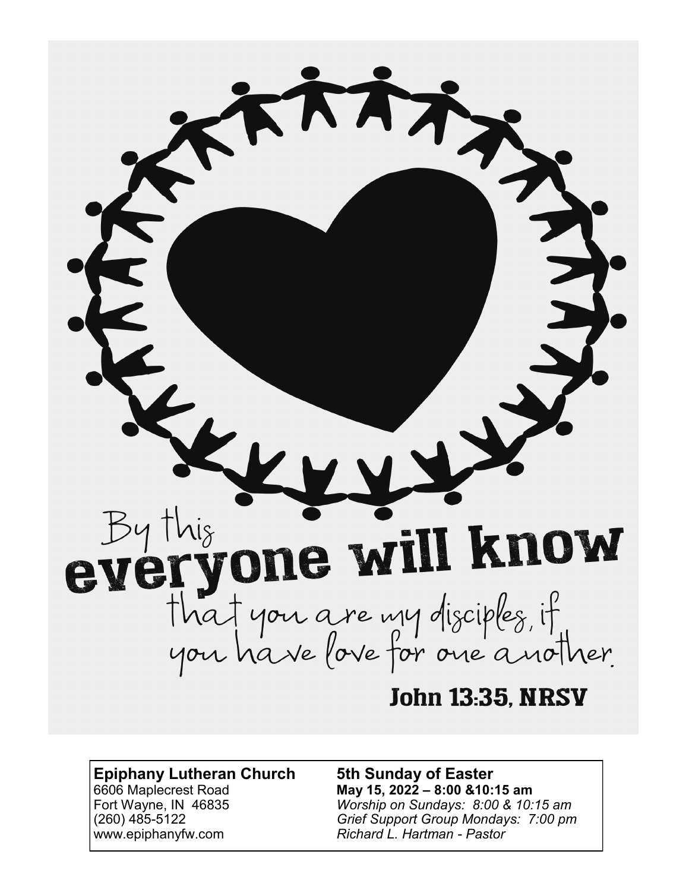By this **everyone will know** that you are my disciples, if you have love for one another.

**John 13:35, NRSV**

**Epiphany Lutheran Church**
6606 Maplecrest Road
Fort Wayne, IN 46835
(260) 485-5122
www.epiphanyfw.com

**5th Sunday of Easter**
**May 15, 2022 – 8:00 &10:15 am**
*Worship on Sundays: 8:00 & 10:15 am*
*Grief Support Group Mondays: 7:00 pm*
*Richard L. Hartman - Pastor*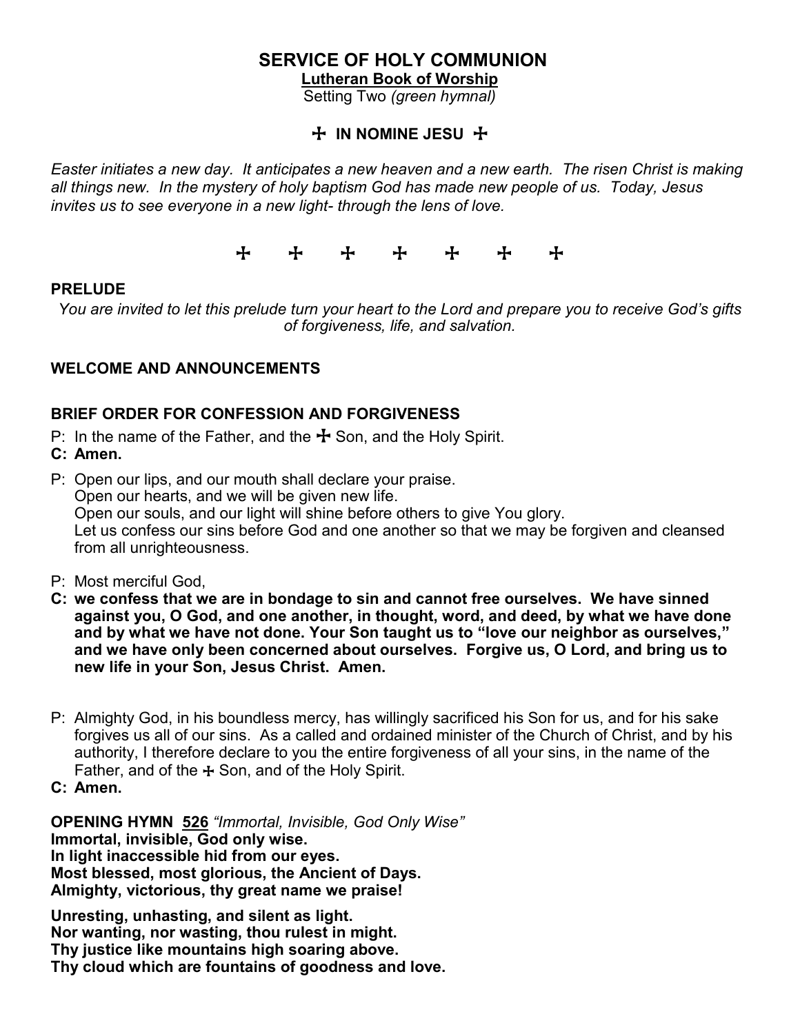# SERVICE OF HOLY COMMUNION

**Lutheran Book of Worship**

Setting Two *(green hymnal)*

**☩ IN NOMINE JESU ☩**

*Easter initiates a new day. It anticipates a new heaven and a new earth. The risen Christ is making all things new. In the mystery of holy baptism God has made new people of us. Today, Jesus invites us to see everyone in a new light- through the lens of love.*

☩ ☩ ☩ ☩ ☩ ☩ ☩

## PRELUDE

*You are invited to let this prelude turn your heart to the Lord and prepare you to receive God's gifts of forgiveness, life, and salvation.*

## WELCOME AND ANNOUNCEMENTS

## BRIEF ORDER FOR CONFESSION AND FORGIVENESS

P: In the name of the Father, and the ☩ Son, and the Holy Spirit.

**C: Amen.**

P: Open our lips, and our mouth shall declare your praise.
Open our hearts, and we will be given new life.
Open our souls, and our light will shine before others to give You glory.
Let us confess our sins before God and one another so that we may be forgiven and cleansed from all unrighteousness.

P: Most merciful God,

**C: we confess that we are in bondage to sin and cannot free ourselves. We have sinned against you, O God, and one another, in thought, word, and deed, by what we have done and by what we have not done. Your Son taught us to "love our neighbor as ourselves," and we have only been concerned about ourselves. Forgive us, O Lord, and bring us to new life in your Son, Jesus Christ. Amen.**

P: Almighty God, in his boundless mercy, has willingly sacrificed his Son for us, and for his sake forgives us all of our sins. As a called and ordained minister of the Church of Christ, and by his authority, I therefore declare to you the entire forgiveness of all your sins, in the name of the Father, and of the ☩ Son, and of the Holy Spirit.

**C: Amen.**

**OPENING HYMN** **526** *"Immortal, Invisible, God Only Wise"*

**Immortal, invisible, God only wise.**
**In light inaccessible hid from our eyes.**
**Most blessed, most glorious, the Ancient of Days.**
**Almighty, victorious, thy great name we praise!**

**Unresting, unhasting, and silent as light.**
**Nor wanting, nor wasting, thou rulest in might.**
**Thy justice like mountains high soaring above.**
**Thy cloud which are fountains of goodness and love.**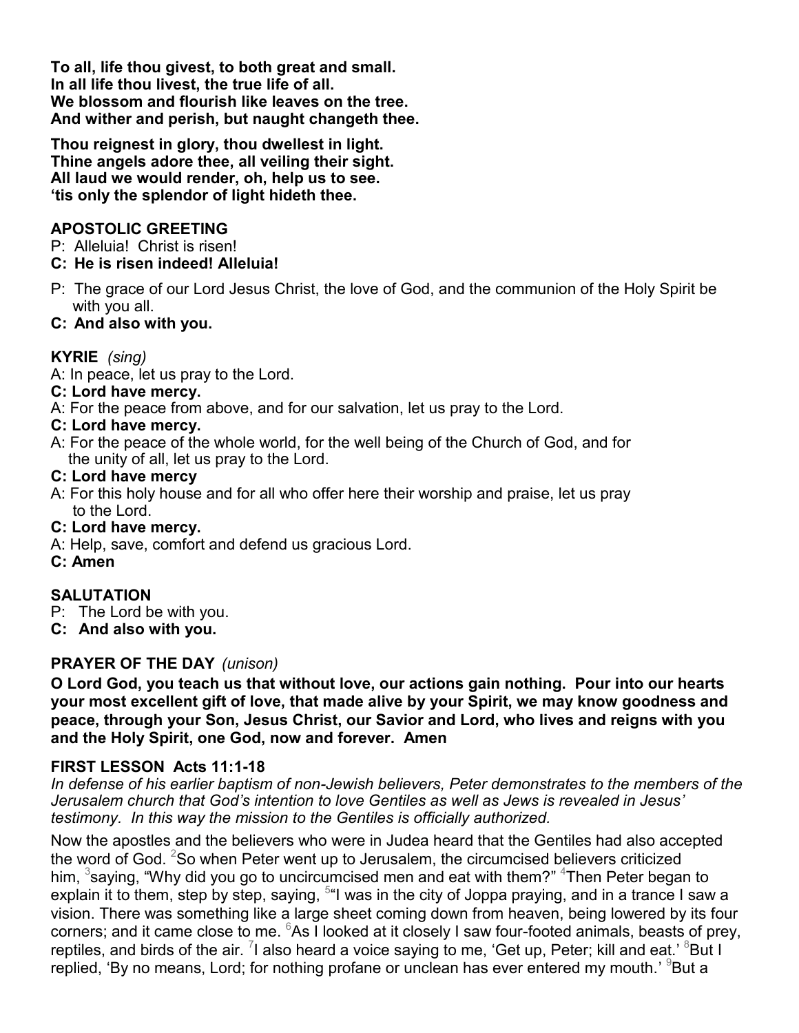**To all, life thou givest, to both great and small.**
**In all life thou livest, the true life of all.**
**We blossom and flourish like leaves on the tree.**
**And wither and perish, but naught changeth thee.**

**Thou reignest in glory, thou dwellest in light.**
**Thine angels adore thee, all veiling their sight.**
**All laud we would render, oh, help us to see.**
**'tis only the splendor of light hideth thee.**

## APOSTOLIC GREETING

P: Alleluia! Christ is risen!

**C: He is risen indeed! Alleluia!**

P: The grace of our Lord Jesus Christ, the love of God, and the communion of the Holy Spirit be with you all.

**C: And also with you.**

## KYRIE *(sing)*

A: In peace, let us pray to the Lord.

**C: Lord have mercy.**

A: For the peace from above, and for our salvation, let us pray to the Lord.

**C: Lord have mercy.**

A: For the peace of the whole world, for the well being of the Church of God, and for the unity of all, let us pray to the Lord.

**C: Lord have mercy**

A: For this holy house and for all who offer here their worship and praise, let us pray to the Lord.

**C: Lord have mercy.**

A: Help, save, comfort and defend us gracious Lord.

**C: Amen**

## SALUTATION

P: The Lord be with you.

**C: And also with you.**

## PRAYER OF THE DAY *(unison)*

**O Lord God, you teach us that without love, our actions gain nothing. Pour into our hearts your most excellent gift of love, that made alive by your Spirit, we may know goodness and peace, through your Son, Jesus Christ, our Savior and Lord, who lives and reigns with you and the Holy Spirit, one God, now and forever. Amen**

## FIRST LESSON Acts 11:1-18

*In defense of his earlier baptism of non-Jewish believers, Peter demonstrates to the members of the Jerusalem church that God's intention to love Gentiles as well as Jews is revealed in Jesus' testimony. In this way the mission to the Gentiles is officially authorized.*

Now the apostles and the believers who were in Judea heard that the Gentiles had also accepted the word of God. [2]So when Peter went up to Jerusalem, the circumcised believers criticized him, [3]saying, "Why did you go to uncircumcised men and eat with them?" [4]Then Peter began to explain it to them, step by step, saying, [5]"I was in the city of Joppa praying, and in a trance I saw a vision. There was something like a large sheet coming down from heaven, being lowered by its four corners; and it came close to me. [6]As I looked at it closely I saw four-footed animals, beasts of prey, reptiles, and birds of the air. [7]I also heard a voice saying to me, 'Get up, Peter; kill and eat.' [8]But I replied, 'By no means, Lord; for nothing profane or unclean has ever entered my mouth.' [9]But a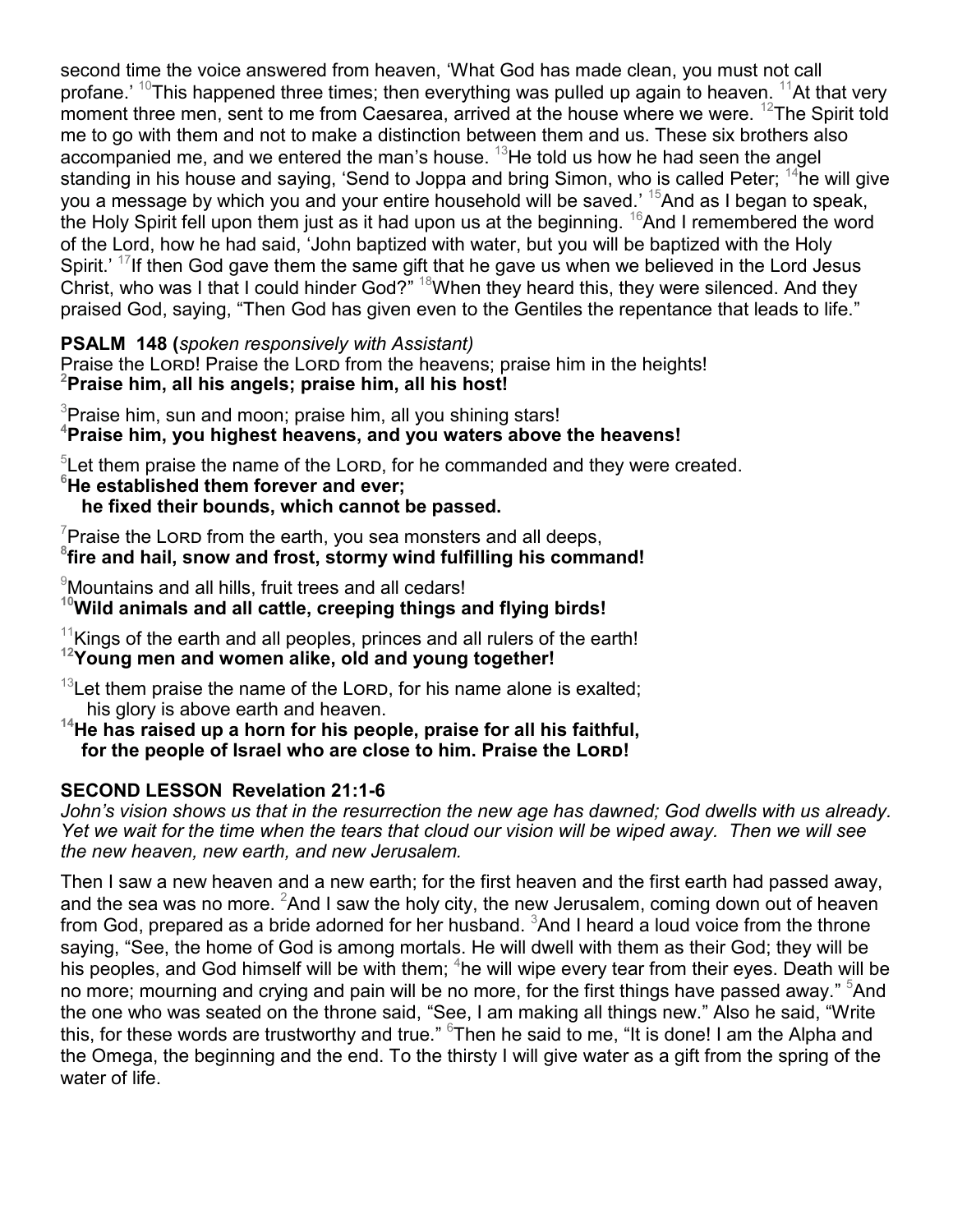second time the voice answered from heaven, 'What God has made clean, you must not call profane.' [10]This happened three times; then everything was pulled up again to heaven. [11]At that very moment three men, sent to me from Caesarea, arrived at the house where we were. [12]The Spirit told me to go with them and not to make a distinction between them and us. These six brothers also accompanied me, and we entered the man's house. [13]He told us how he had seen the angel standing in his house and saying, 'Send to Joppa and bring Simon, who is called Peter; [14]he will give you a message by which you and your entire household will be saved.' [15]And as I began to speak, the Holy Spirit fell upon them just as it had upon us at the beginning. [16]And I remembered the word of the Lord, how he had said, 'John baptized with water, but you will be baptized with the Holy Spirit.' [17]If then God gave them the same gift that he gave us when we believed in the Lord Jesus Christ, who was I that I could hinder God?" [18]When they heard this, they were silenced. And they praised God, saying, "Then God has given even to the Gentiles the repentance that leads to life."

**PSALM 148 (***spoken responsively with Assistant)*

Praise the LORD! Praise the LORD from the heavens; praise him in the heights!
**[2]Praise him, all his angels; praise him, all his host!**

[3]Praise him, sun and moon; praise him, all you shining stars!
**[4]Praise him, you highest heavens, and you waters above the heavens!**

[5]Let them praise the name of the LORD, for he commanded and they were created.
**[6]He established them forever and ever;**
**he fixed their bounds, which cannot be passed.**

[7]Praise the LORD from the earth, you sea monsters and all deeps,
**[8]fire and hail, snow and frost, stormy wind fulfilling his command!**

[9]Mountains and all hills, fruit trees and all cedars!
**[10]Wild animals and all cattle, creeping things and flying birds!**

[11]Kings of the earth and all peoples, princes and all rulers of the earth!
**[12]Young men and women alike, old and young together!**

[13]Let them praise the name of the LORD, for his name alone is exalted;
his glory is above earth and heaven.
**[14]He has raised up a horn for his people, praise for all his faithful,**
**for the people of Israel who are close to him. Praise the LORD!**

**SECOND LESSON Revelation 21:1-6**

*John's vision shows us that in the resurrection the new age has dawned; God dwells with us already. Yet we wait for the time when the tears that cloud our vision will be wiped away. Then we will see the new heaven, new earth, and new Jerusalem.*

Then I saw a new heaven and a new earth; for the first heaven and the first earth had passed away, and the sea was no more. [2]And I saw the holy city, the new Jerusalem, coming down out of heaven from God, prepared as a bride adorned for her husband. [3]And I heard a loud voice from the throne saying, "See, the home of God is among mortals. He will dwell with them as their God; they will be his peoples, and God himself will be with them; [4]he will wipe every tear from their eyes. Death will be no more; mourning and crying and pain will be no more, for the first things have passed away." [5]And the one who was seated on the throne said, "See, I am making all things new." Also he said, "Write this, for these words are trustworthy and true." [6]Then he said to me, "It is done! I am the Alpha and the Omega, the beginning and the end. To the thirsty I will give water as a gift from the spring of the water of life.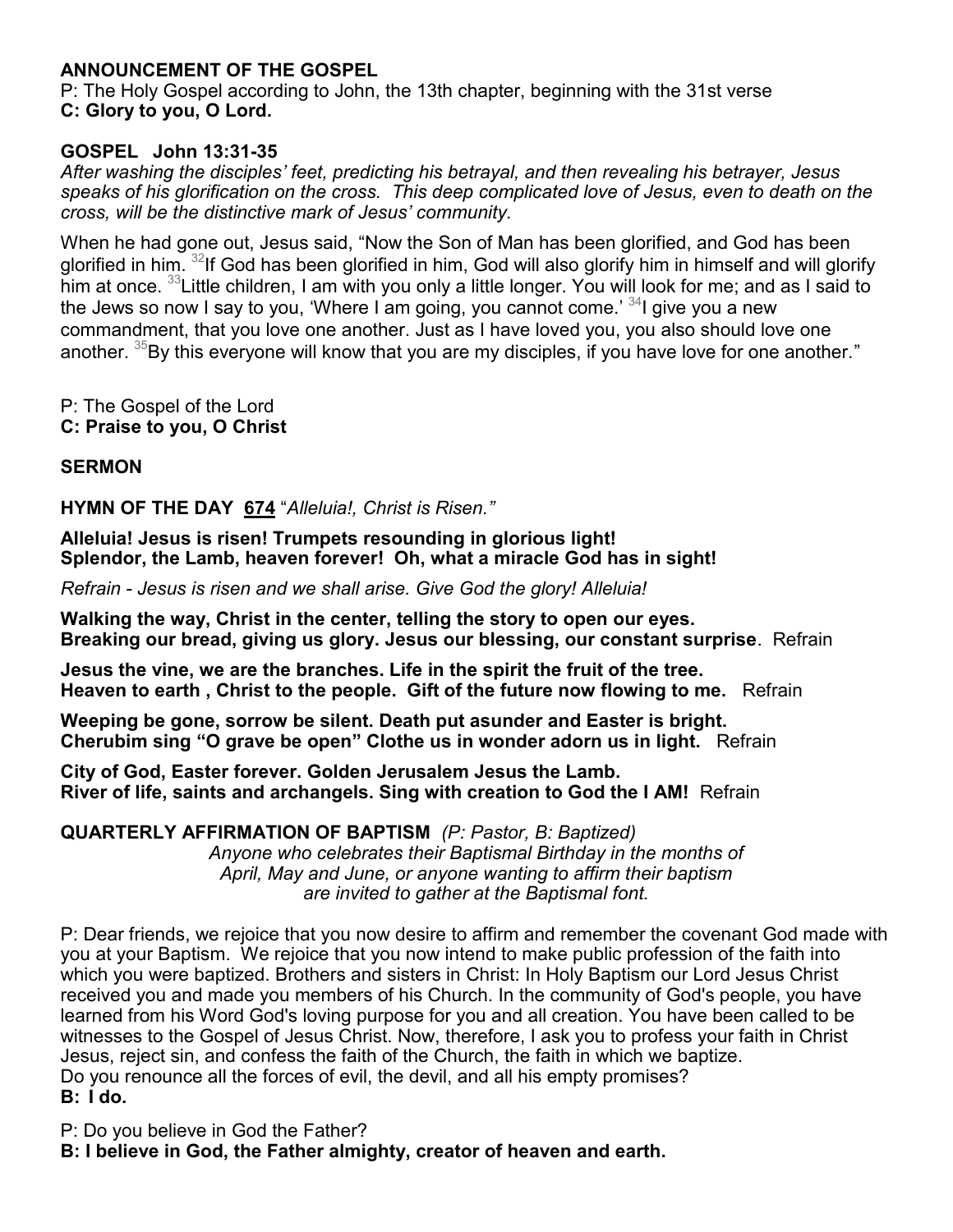**ANNOUNCEMENT OF THE GOSPEL**

P: The Holy Gospel according to John, the 13th chapter, beginning with the 31st verse
**C: Glory to you, O Lord.**

**GOSPEL John 13:31-35**

*After washing the disciples' feet, predicting his betrayal, and then revealing his betrayer, Jesus speaks of his glorification on the cross. This deep complicated love of Jesus, even to death on the cross, will be the distinctive mark of Jesus' community.*

When he had gone out, Jesus said, "Now the Son of Man has been glorified, and God has been glorified in him. [32]If God has been glorified in him, God will also glorify him in himself and will glorify him at once. [33]Little children, I am with you only a little longer. You will look for me; and as I said to the Jews so now I say to you, 'Where I am going, you cannot come.' [34]I give you a new commandment, that you love one another. Just as I have loved you, you also should love one another. [35]By this everyone will know that you are my disciples, if you have love for one another."

P: The Gospel of the Lord
**C: Praise to you, O Christ**

**SERMON**

**HYMN OF THE DAY** **674** "*Alleluia!, Christ is Risen.*"

**Alleluia! Jesus is risen! Trumpets resounding in glorious light!**
**Splendor, the Lamb, heaven forever! Oh, what a miracle God has in sight!**

*Refrain - Jesus is risen and we shall arise. Give God the glory! Alleluia!*

**Walking the way, Christ in the center, telling the story to open our eyes.**
**Breaking our bread, giving us glory. Jesus our blessing, our constant surprise**. Refrain

**Jesus the vine, we are the branches. Life in the spirit the fruit of the tree.**
**Heaven to earth , Christ to the people. Gift of the future now flowing to me.** Refrain

**Weeping be gone, sorrow be silent. Death put asunder and Easter is bright.**
**Cherubim sing "O grave be open" Clothe us in wonder adorn us in light.** Refrain

**City of God, Easter forever. Golden Jerusalem Jesus the Lamb.**
**River of life, saints and archangels. Sing with creation to God the I AM!** Refrain

**QUARTERLY AFFIRMATION OF BAPTISM** *(P: Pastor, B: Baptized)*

*Anyone who celebrates their Baptismal Birthday in the months of April, May and June, or anyone wanting to affirm their baptism are invited to gather at the Baptismal font.*

P: Dear friends, we rejoice that you now desire to affirm and remember the covenant God made with you at your Baptism. We rejoice that you now intend to make public profession of the faith into which you were baptized. Brothers and sisters in Christ: In Holy Baptism our Lord Jesus Christ received you and made you members of his Church. In the community of God's people, you have learned from his Word God's loving purpose for you and all creation. You have been called to be witnesses to the Gospel of Jesus Christ. Now, therefore, I ask you to profess your faith in Christ Jesus, reject sin, and confess the faith of the Church, the faith in which we baptize.
Do you renounce all the forces of evil, the devil, and all his empty promises?
**B: I do.**

P: Do you believe in God the Father?
**B: I believe in God, the Father almighty, creator of heaven and earth.**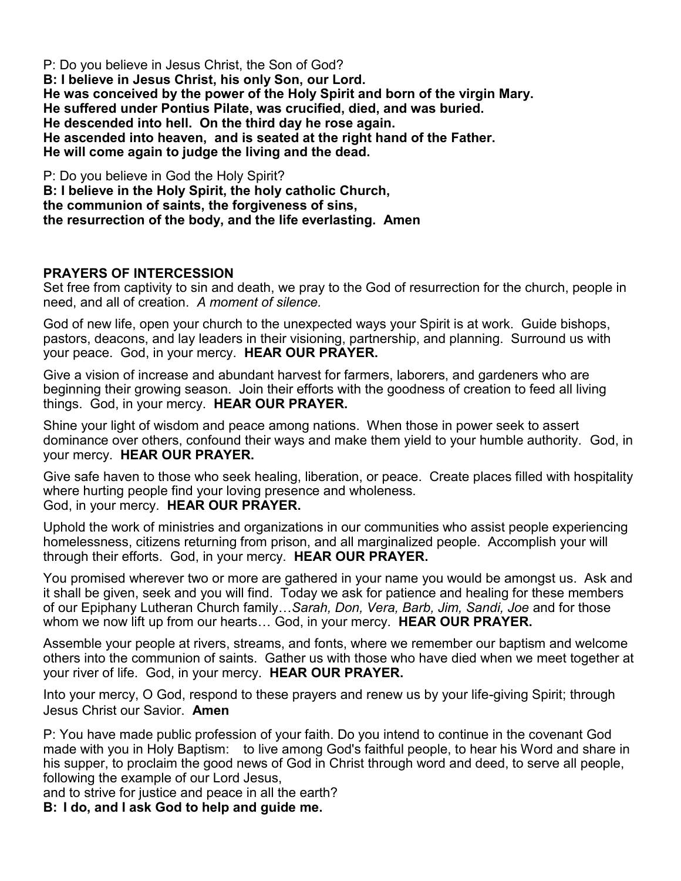P: Do you believe in Jesus Christ, the Son of God?
**B: I believe in Jesus Christ, his only Son, our Lord.**
**He was conceived by the power of the Holy Spirit and born of the virgin Mary.**
**He suffered under Pontius Pilate, was crucified, died, and was buried.**
**He descended into hell. On the third day he rose again.**
**He ascended into heaven, and is seated at the right hand of the Father.**
**He will come again to judge the living and the dead.**

P: Do you believe in God the Holy Spirit?
**B: I believe in the Holy Spirit, the holy catholic Church,**
**the communion of saints, the forgiveness of sins,**
**the resurrection of the body, and the life everlasting. Amen**

**PRAYERS OF INTERCESSION**
Set free from captivity to sin and death, we pray to the God of resurrection for the church, people in need, and all of creation. *A moment of silence.*

God of new life, open your church to the unexpected ways your Spirit is at work. Guide bishops, pastors, deacons, and lay leaders in their visioning, partnership, and planning. Surround us with your peace. God, in your mercy. **HEAR OUR PRAYER.**

Give a vision of increase and abundant harvest for farmers, laborers, and gardeners who are beginning their growing season. Join their efforts with the goodness of creation to feed all living things. God, in your mercy. **HEAR OUR PRAYER.**

Shine your light of wisdom and peace among nations. When those in power seek to assert dominance over others, confound their ways and make them yield to your humble authority. God, in your mercy. **HEAR OUR PRAYER.**

Give safe haven to those who seek healing, liberation, or peace. Create places filled with hospitality where hurting people find your loving presence and wholeness.
God, in your mercy. **HEAR OUR PRAYER.**

Uphold the work of ministries and organizations in our communities who assist people experiencing homelessness, citizens returning from prison, and all marginalized people. Accomplish your will through their efforts. God, in your mercy. **HEAR OUR PRAYER.**

You promised wherever two or more are gathered in your name you would be amongst us. Ask and it shall be given, seek and you will find. Today we ask for patience and healing for these members of our Epiphany Lutheran Church family…*Sarah, Don, Vera, Barb, Jim, Sandi, Joe* and for those whom we now lift up from our hearts… God, in your mercy. **HEAR OUR PRAYER.**

Assemble your people at rivers, streams, and fonts, where we remember our baptism and welcome others into the communion of saints. Gather us with those who have died when we meet together at your river of life. God, in your mercy. **HEAR OUR PRAYER.**

Into your mercy, O God, respond to these prayers and renew us by your life-giving Spirit; through Jesus Christ our Savior. **Amen**

P: You have made public profession of your faith. Do you intend to continue in the covenant God made with you in Holy Baptism: to live among God's faithful people, to hear his Word and share in his supper, to proclaim the good news of God in Christ through word and deed, to serve all people, following the example of our Lord Jesus,
and to strive for justice and peace in all the earth?
**B: I do, and I ask God to help and guide me.**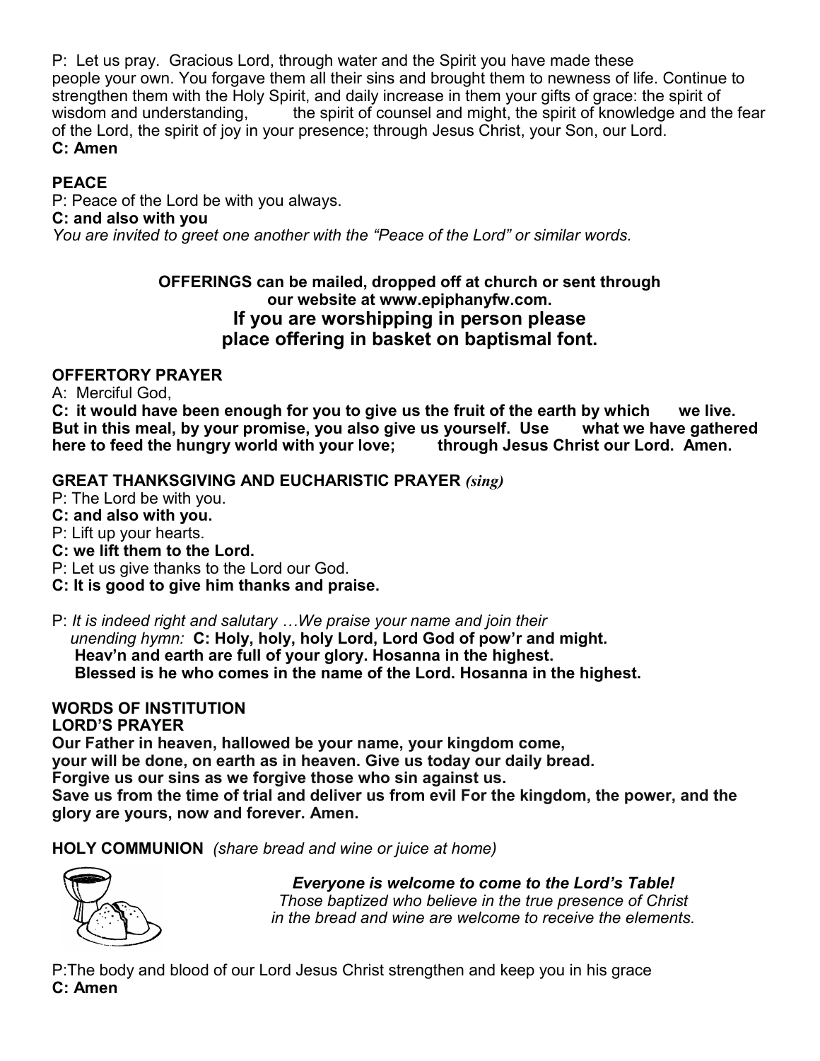P: Let us pray. Gracious Lord, through water and the Spirit you have made these people your own. You forgave them all their sins and brought them to newness of life. Continue to strengthen them with the Holy Spirit, and daily increase in them your gifts of grace: the spirit of wisdom and understanding, the spirit of counsel and might, the spirit of knowledge and the fear of the Lord, the spirit of joy in your presence; through Jesus Christ, your Son, our Lord.
**C: Amen**

**PEACE**

P: Peace of the Lord be with you always.
**C: and also with you**
*You are invited to greet one another with the "Peace of the Lord" or similar words.*

**OFFERINGS can be mailed, dropped off at church or sent through our website at www.epiphanyfw.com.**

**If you are worshipping in person please place offering in basket on baptismal font.**

**OFFERTORY PRAYER**

A: Merciful God,
**C: it would have been enough for you to give us the fruit of the earth by which we live. But in this meal, by your promise, you also give us yourself. Use what we have gathered here to feed the hungry world with your love; through Jesus Christ our Lord. Amen.**

**GREAT THANKSGIVING AND EUCHARISTIC PRAYER** ***(sing)***

P: The Lord be with you.
**C: and also with you.**
P: Lift up your hearts.
**C: we lift them to the Lord.**
P: Let us give thanks to the Lord our God.
**C: It is good to give him thanks and praise.**

P: *It is indeed right and salutary …We praise your name and join their unending hymn:* **C: Holy, holy, holy Lord, Lord God of pow'r and might. Heav'n and earth are full of your glory. Hosanna in the highest. Blessed is he who comes in the name of the Lord. Hosanna in the highest.**

**WORDS OF INSTITUTION**

**LORD'S PRAYER**

**Our Father in heaven, hallowed be your name, your kingdom come, your will be done, on earth as in heaven. Give us today our daily bread. Forgive us our sins as we forgive those who sin against us. Save us from the time of trial and deliver us from evil For the kingdom, the power, and the glory are yours, now and forever. Amen.**

**HOLY COMMUNION** *(share bread and wine or juice at home)*

***Everyone is welcome to come to the Lord's Table!***
*Those baptized who believe in the true presence of Christ in the bread and wine are welcome to receive the elements.*

P:The body and blood of our Lord Jesus Christ strengthen and keep you in his grace
**C: Amen**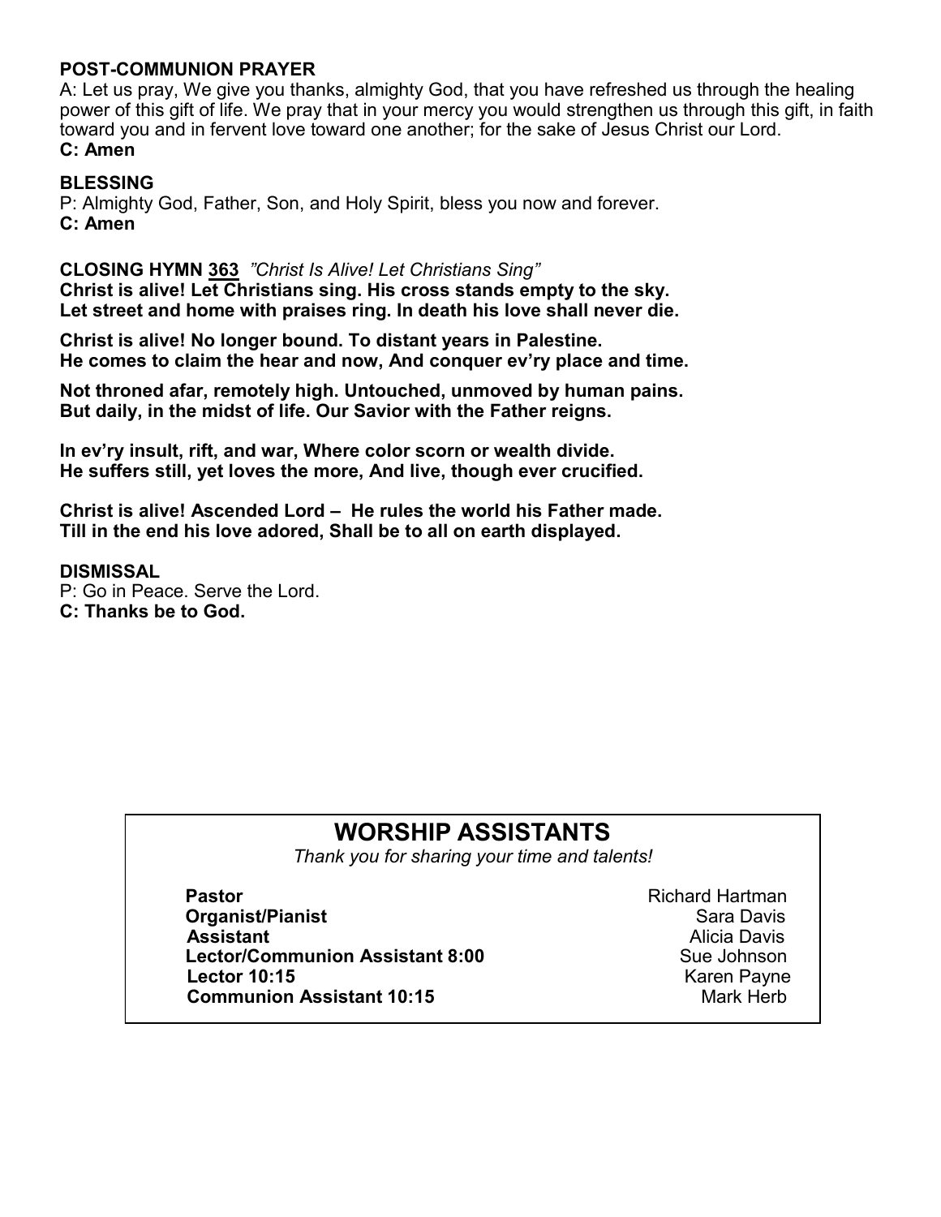**POST-COMMUNION PRAYER**

A: Let us pray, We give you thanks, almighty God, that you have refreshed us through the healing power of this gift of life. We pray that in your mercy you would strengthen us through this gift, in faith toward you and in fervent love toward one another; for the sake of Jesus Christ our Lord.

**C: Amen**

**BLESSING**

P: Almighty God, Father, Son, and Holy Spirit, bless you now and forever.

**C: Amen**

**CLOSING HYMN 363** *"Christ Is Alive! Let Christians Sing"*

**Christ is alive! Let Christians sing. His cross stands empty to the sky.**
**Let street and home with praises ring. In death his love shall never die.**

**Christ is alive! No longer bound. To distant years in Palestine.**
**He comes to claim the hear and now, And conquer ev'ry place and time.**

**Not throned afar, remotely high. Untouched, unmoved by human pains.**
**But daily, in the midst of life. Our Savior with the Father reigns.**

**In ev'ry insult, rift, and war, Where color scorn or wealth divide.**
**He suffers still, yet loves the more, And live, though ever crucified.**

**Christ is alive! Ascended Lord – He rules the world his Father made.**
**Till in the end his love adored, Shall be to all on earth displayed.**

**DISMISSAL**

P: Go in Peace. Serve the Lord.

**C: Thanks be to God.**

## WORSHIP ASSISTANTS

*Thank you for sharing your time and talents!*

| | |
|---|---|
| **Pastor** | Richard Hartman |
| **Organist/Pianist** | Sara Davis |
| **Assistant** | Alicia Davis |
| **Lector/Communion Assistant 8:00** | Sue Johnson |
| **Lector 10:15** | Karen Payne |
| **Communion Assistant 10:15** | Mark Herb |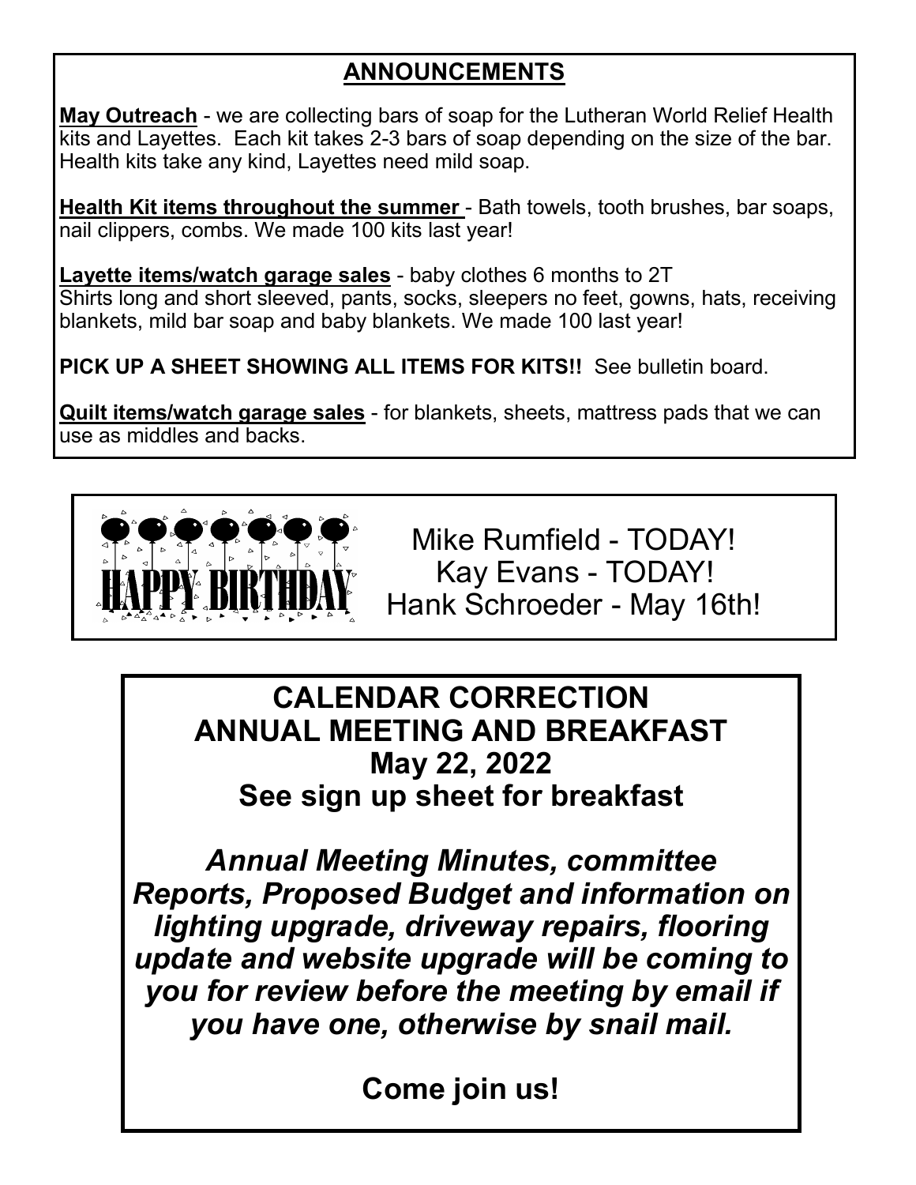## ANNOUNCEMENTS

**May Outreach** - we are collecting bars of soap for the Lutheran World Relief Health kits and Layettes. Each kit takes 2-3 bars of soap depending on the size of the bar. Health kits take any kind, Layettes need mild soap.

**Health Kit items throughout the summer** - Bath towels, tooth brushes, bar soaps, nail clippers, combs. We made 100 kits last year!

**Layette items/watch garage sales** - baby clothes 6 months to 2T
Shirts long and short sleeved, pants, socks, sleepers no feet, gowns, hats, receiving blankets, mild bar soap and baby blankets. We made 100 last year!

**PICK UP A SHEET SHOWING ALL ITEMS FOR KITS!!** See bulletin board.

**Quilt items/watch garage sales** - for blankets, sheets, mattress pads that we can use as middles and backs.

HAPPY BIRTHDAY

Mike Rumfield - TODAY!
Kay Evans - TODAY!
Hank Schroeder - May 16th!

## CALENDAR CORRECTION
## ANNUAL MEETING AND BREAKFAST
## May 22, 2022
## See sign up sheet for breakfast

***Annual Meeting Minutes, committee Reports, Proposed Budget and information on lighting upgrade, driveway repairs, flooring update and website upgrade will be coming to you for review before the meeting by email if you have one, otherwise by snail mail.***

**Come join us!**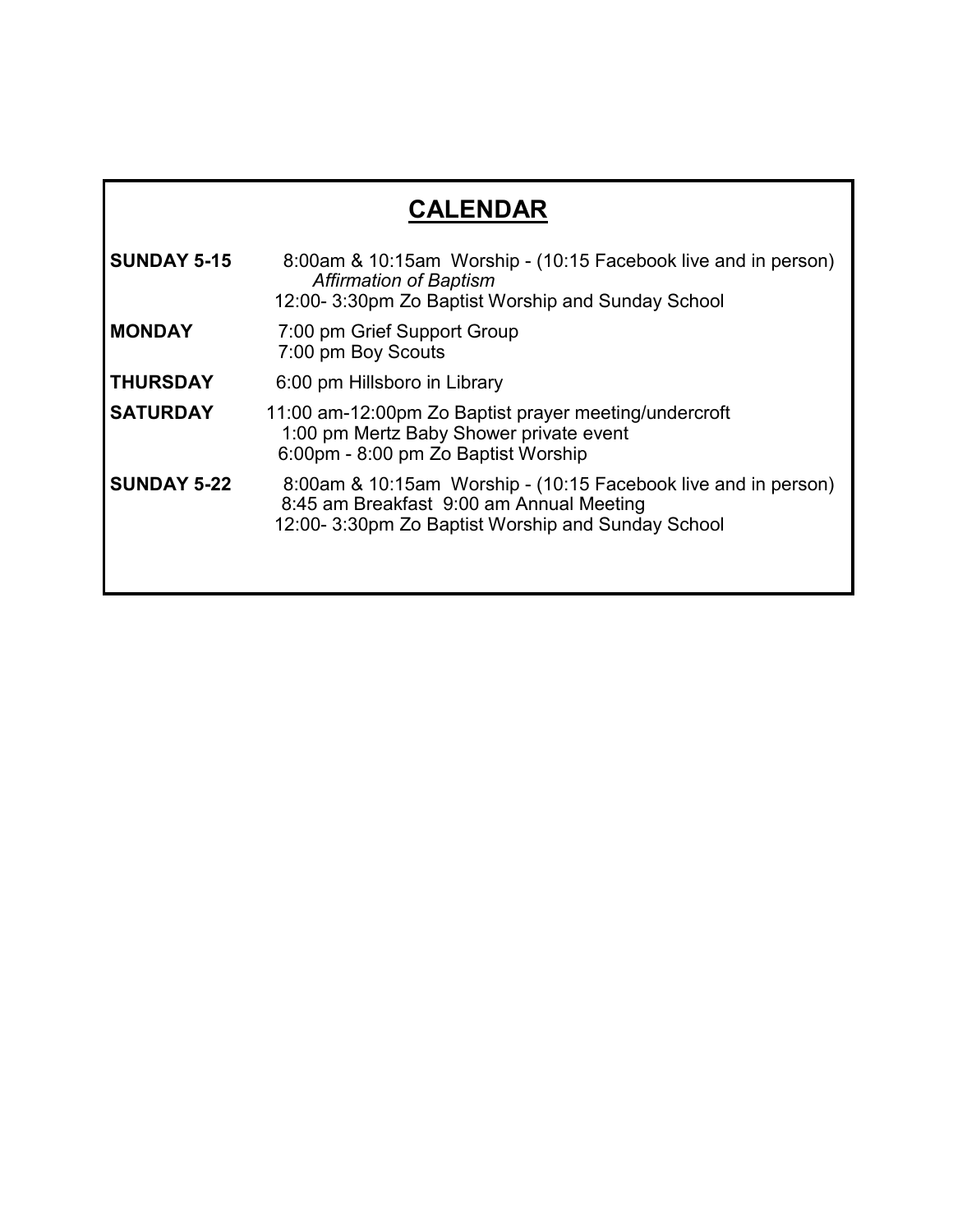## CALENDAR

**SUNDAY 5-15** 8:00am & 10:15am Worship - (10:15 Facebook live and in person)
*Affirmation of Baptism*
12:00- 3:30pm Zo Baptist Worship and Sunday School

**MONDAY** 7:00 pm Grief Support Group
7:00 pm Boy Scouts

**THURSDAY** 6:00 pm Hillsboro in Library

**SATURDAY** 11:00 am-12:00pm Zo Baptist prayer meeting/undercroft
1:00 pm Mertz Baby Shower private event
6:00pm - 8:00 pm Zo Baptist Worship

**SUNDAY 5-22** 8:00am & 10:15am Worship - (10:15 Facebook live and in person)
8:45 am Breakfast 9:00 am Annual Meeting
12:00- 3:30pm Zo Baptist Worship and Sunday School